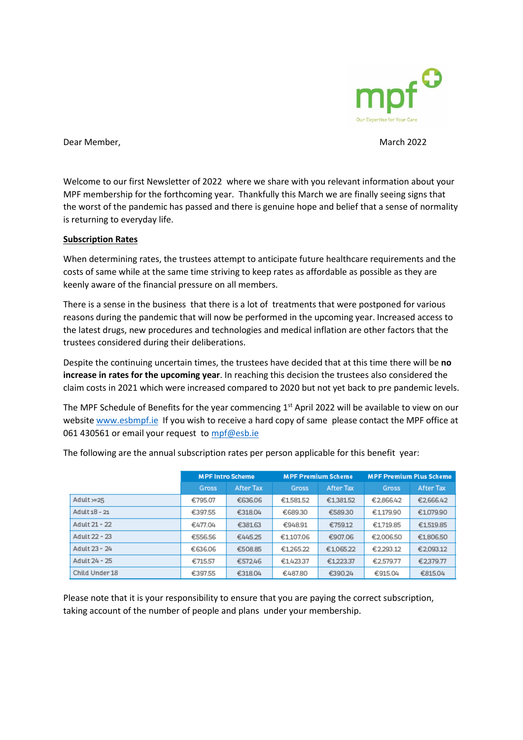mpf

Our Expertise for Your Care

Dear Member,

March 2022

Welcome to our first Newsletter of 2022 where we share with you relevant information about your MPF membership for the forthcoming year. Thankfully this March we are finally seeing signs that the worst of the pandemic has passed and there is genuine hope and belief that a sense of normality is returning to everyday life.

**Subscription Rates**

When determining rates, the trustees attempt to anticipate future healthcare requirements and the costs of same while at the same time striving to keep rates as affordable as possible as they are keenly aware of the financial pressure on all members.

There is a sense in the business that there is a lot of treatments that were postponed for various reasons during the pandemic that will now be performed in the upcoming year. Increased access to the latest drugs, new procedures and technologies and medical inflation are other factors that the trustees considered during their deliberations.

Despite the continuing uncertain times, the trustees have decided that at this time there will be **no increase in rates for the upcoming year**. In reaching this decision the trustees also considered the claim costs in 2021 which were increased compared to 2020 but not yet back to pre pandemic levels.

The MPF Schedule of Benefits for the year commencing 1st April 2022 will be available to view on our website www.esbmpf.ie If you wish to receive a hard copy of same please contact the MPF office at 061 430561 or email your request to mpf@esb.ie

The following are the annual subscription rates per person applicable for this benefit year:

| | MPF Intro Scheme | | MPF Premium Scheme | | MPF Premium Plus Scheme | |
|---|---|---|---|---|---|---|
| | Gross | After Tax | Gross | After Tax | Gross | After Tax |
| Adult >=25 | €795.07 | €636.06 | €1,581.52 | €1,381.52 | €2,866.42 | €2,666.42 |
| Adult 18 - 21 | €397.55 | €318.04 | €689.30 | €589.30 | €1,179.90 | €1,079.90 |
| Adult 21 - 22 | €477.04 | €381.63 | €948.91 | €759.12 | €1,719.85 | €1,519.85 |
| Adult 22 - 23 | €556.56 | €445.25 | €1,107.06 | €907.06 | €2,006.50 | €1,806.50 |
| Adult 23 - 24 | €636.06 | €508.85 | €1,265.22 | €1,065.22 | €2,293.12 | €2,093.12 |
| Adult 24 - 25 | €715.57 | €572.46 | €1,423.37 | €1,223.37 | €2,579.77 | €2,379.77 |
| Child Under 18 | €397.55 | €318.04 | €487.80 | €390.24 | €915.04 | €815.04 |

Please note that it is your responsibility to ensure that you are paying the correct subscription, taking account of the number of people and plans under your membership.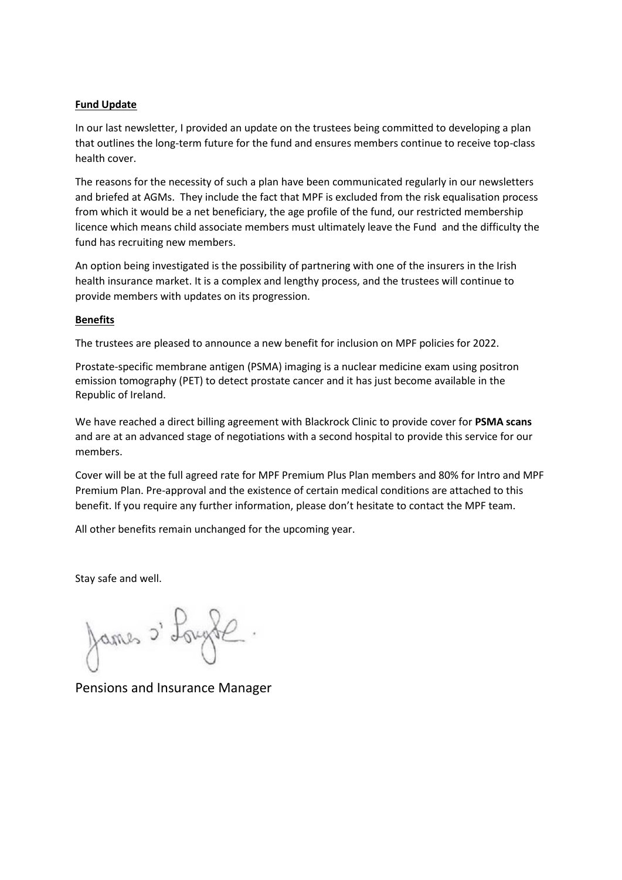**Fund Update**

In our last newsletter, I provided an update on the trustees being committed to developing a plan that outlines the long-term future for the fund and ensures members continue to receive top-class health cover.

The reasons for the necessity of such a plan have been communicated regularly in our newsletters and briefed at AGMs. They include the fact that MPF is excluded from the risk equalisation process from which it would be a net beneficiary, the age profile of the fund, our restricted membership licence which means child associate members must ultimately leave the Fund and the difficulty the fund has recruiting new members.

An option being investigated is the possibility of partnering with one of the insurers in the Irish health insurance market. It is a complex and lengthy process, and the trustees will continue to provide members with updates on its progression.

**Benefits**

The trustees are pleased to announce a new benefit for inclusion on MPF policies for 2022.

Prostate-specific membrane antigen (PSMA) imaging is a nuclear medicine exam using positron emission tomography (PET) to detect prostate cancer and it has just become available in the Republic of Ireland.

We have reached a direct billing agreement with Blackrock Clinic to provide cover for **PSMA scans** and are at an advanced stage of negotiations with a second hospital to provide this service for our members.

Cover will be at the full agreed rate for MPF Premium Plus Plan members and 80% for Intro and MPF Premium Plan. Pre-approval and the existence of certain medical conditions are attached to this benefit. If you require any further information, please don't hesitate to contact the MPF team.

All other benefits remain unchanged for the upcoming year.

Stay safe and well.

James O'Loughlin

Pensions and Insurance Manager